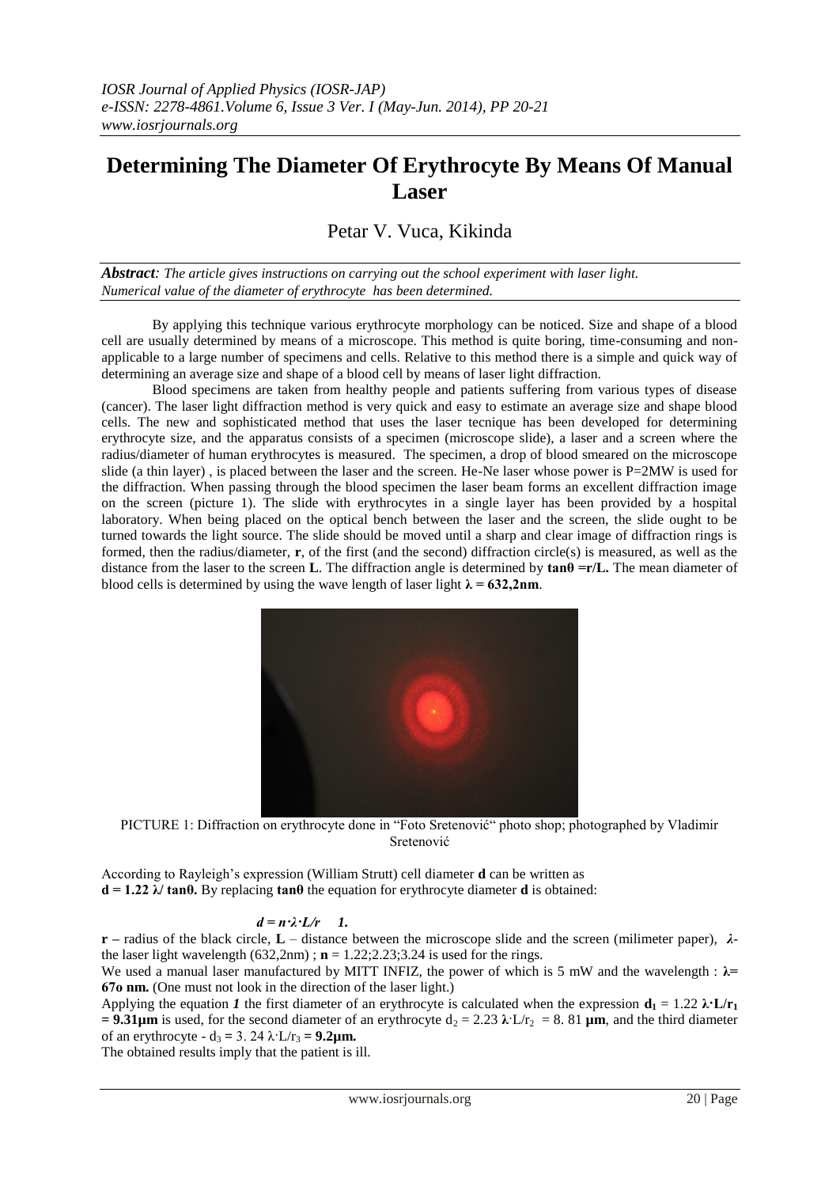# Determining The Diameter Of Erythrocyte By Means Of Manual Laser

Petar V. Vuca, Kikinda

***Abstract**: The article gives instructions on carrying out the school experiment with laser light. Numerical value of the diameter of erythrocyte has been determined.*

By applying this technique various erythrocyte morphology can be noticed. Size and shape of a blood cell are usually determined by means of a microscope. This method is quite boring, time-consuming and non-applicable to a large number of specimens and cells. Relative to this method there is a simple and quick way of determining an average size and shape of a blood cell by means of laser light diffraction.

Blood specimens are taken from healthy people and patients suffering from various types of disease (cancer). The laser light diffraction method is very quick and easy to estimate an average size and shape blood cells. The new and sophisticated method that uses the laser tecnique has been developed for determining erythrocyte size, and the apparatus consists of a specimen (microscope slide), a laser and a screen where the radius/diameter of human erythrocytes is measured. The specimen, a drop of blood smeared on the microscope slide (a thin layer) , is placed between the laser and the screen. He-Ne laser whose power is P=2MW is used for the diffraction. When passing through the blood specimen the laser beam forms an excellent diffraction image on the screen (picture 1). The slide with erythrocytes in a single layer has been provided by a hospital laboratory. When being placed on the optical bench between the laser and the screen, the slide ought to be turned towards the light source. The slide should be moved until a sharp and clear image of diffraction rings is formed, then the radius/diameter, **r**, of the first (and the second) diffraction circle(s) is measured, as well as the distance from the laser to the screen **L**. The diffraction angle is determined by **tanθ =r/L.** The mean diameter of blood cells is determined by using the wave length of laser light **λ = 632,2nm**.

PICTURE 1: Diffraction on erythrocyte done in "Foto Sretenović" photo shop; photographed by Vladimir Sretenović

According to Rayleigh's expression (William Strutt) cell diameter **d** can be written as
**d = 1.22 λ/ tanθ.** By replacing **tanθ** the equation for erythrocyte diameter **d** is obtained:

$$d = n \cdot \lambda \cdot L/r \quad \textbf{1.}$$

**r –** radius of the black circle, **L** – distance between the microscope slide and the screen (milimeter paper), **λ**- the laser light wavelength (632,2nm) ; **n** = 1.22;2.23;3.24 is used for the rings.

We used a manual laser manufactured by MITT INFIZ, the power of which is 5 mW and the wavelength : **λ= 67o nm.** (One must not look in the direction of the laser light.)

Applying the equation ***1*** the first diameter of an erythrocyte is calculated when the expression $\mathbf{d_1} = 1.22\ \boldsymbol{\lambda}\cdot\mathbf{L/r_1} = \mathbf{9.31\mu m}$ is used, for the second diameter of an erythrocyte $d_2 = 2.23\ \boldsymbol{\lambda}\cdot L/r_2 = 8.\ 81\ \boldsymbol{\mu m}$, and the third diameter of an erythrocyte - $d_3 = 3.\ 24\ \lambda\cdot L/r_3 = \mathbf{9.2\mu m.}$

The obtained results imply that the patient is ill.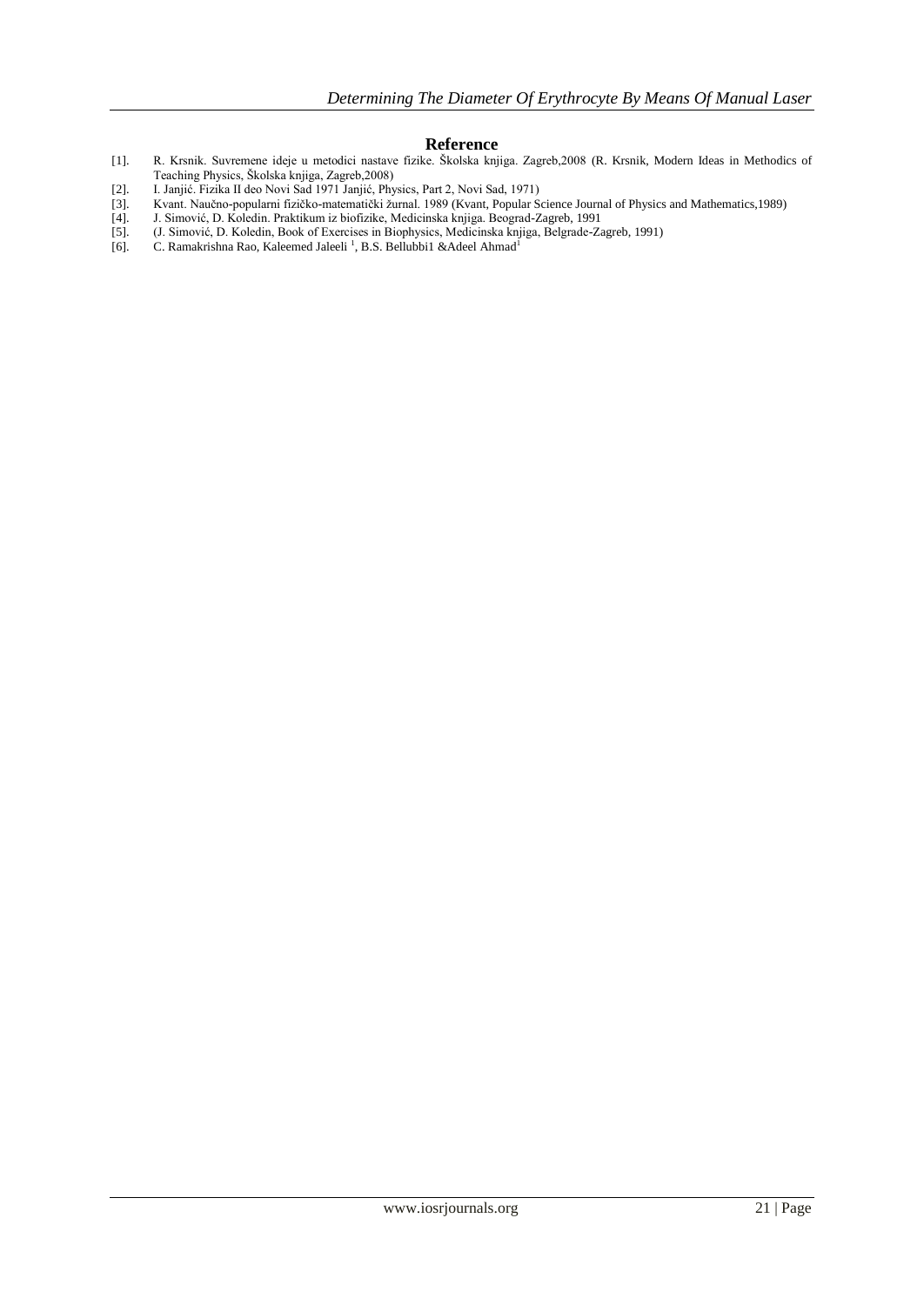## Reference

[1]. R. Krsnik. Suvremene ideje u metodici nastave fizike. Školska knjiga. Zagreb,2008 (R. Krsnik, Modern Ideas in Methodics of Teaching Physics, Školska knjiga, Zagreb,2008)

[2]. I. Janjić. Fizika II deo Novi Sad 1971 Janjić, Physics, Part 2, Novi Sad, 1971)

[3]. Kvant. Naučno-popularni fizičko-matematički žurnal. 1989 (Kvant, Popular Science Journal of Physics and Mathematics,1989)

[4]. J. Simović, D. Koledin. Praktikum iz biofizike, Medicinska knjiga. Beograd-Zagreb, 1991

[5]. (J. Simović, D. Koledin, Book of Exercises in Biophysics, Medicinska knjiga, Belgrade-Zagreb, 1991)

[6]. C. Ramakrishna Rao, Kaleemed Jaleeli [1], B.S. Bellubbi1 &Adeel Ahmad[1]